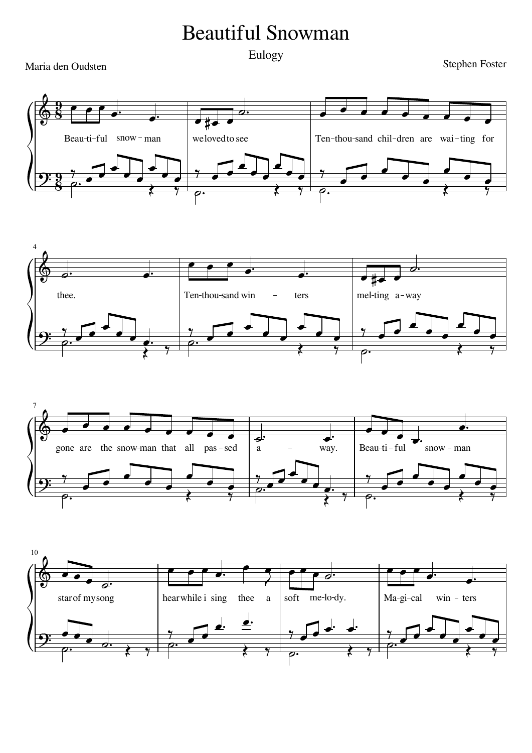# Beautiful Snowman

Eulogy

Maria den Oudsten

Stephen Foster

Beau-ti-ful snow-man we loved to see Ten-thou-sand chil-dren are wai-ting for thee. Ten-thou-sand win - ters mel-ting a-way gone are the snow-man that all pas-sed a - way. Beau-ti-ful snow-man star of my song hear while i sing thee a soft me-lo-dy. Ma-gi-cal win - ters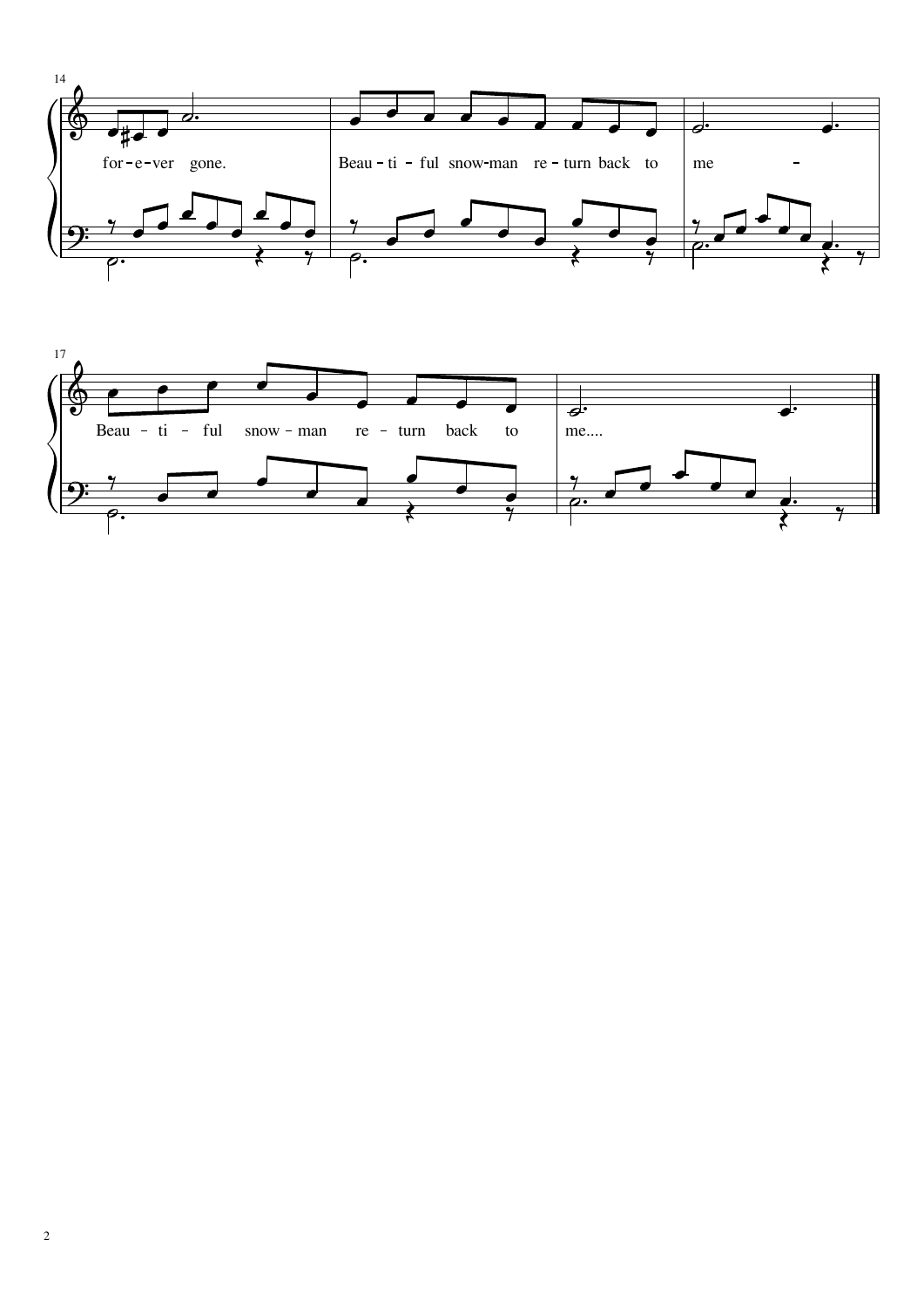14

for-e-ver gone.

Beau-ti-ful snow-man re-turn back to

me -

17

Beau-ti-ful snow-man re-turn back to

me....